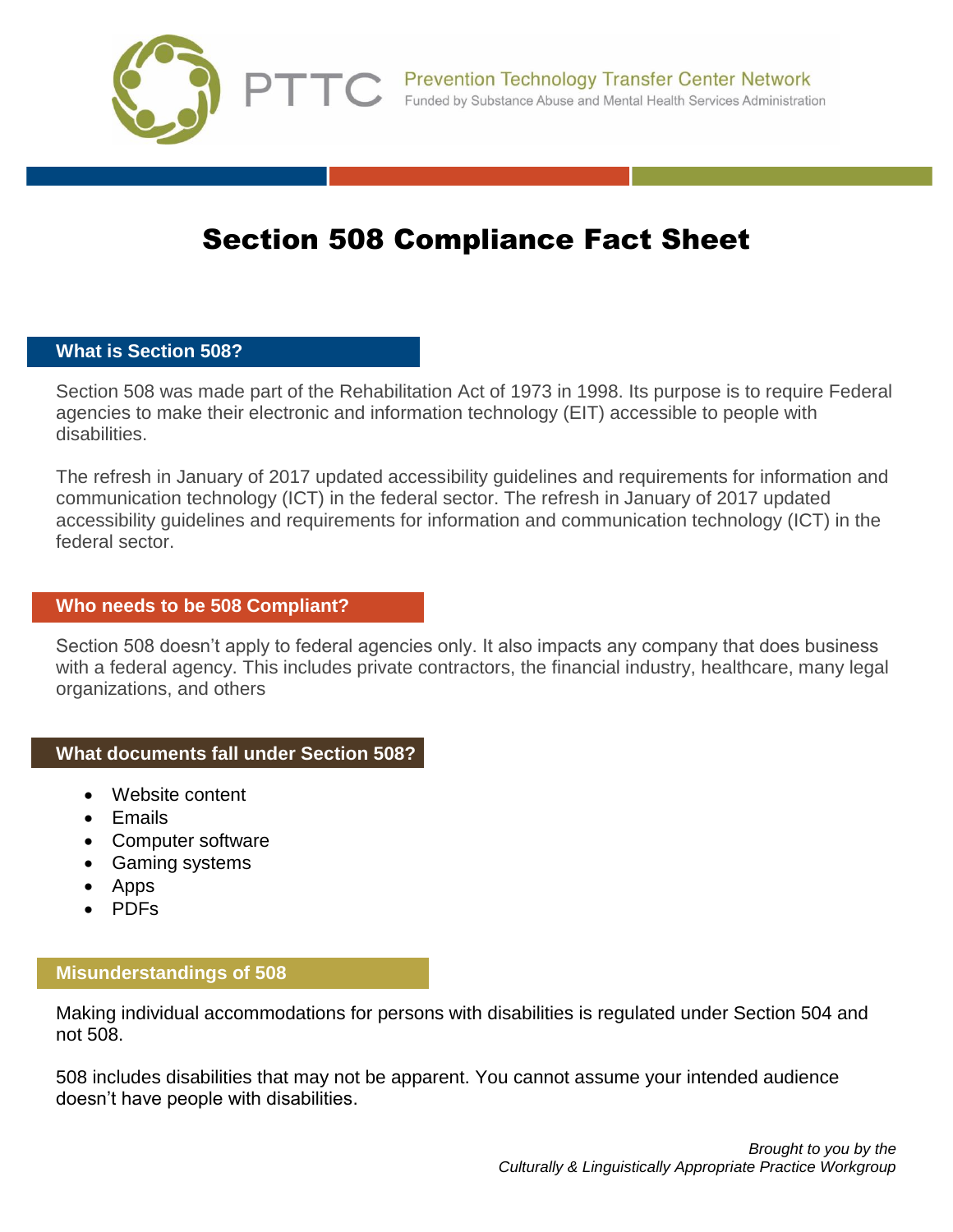Prevention Technology Transfer Center Network
Funded by Substance Abuse and Mental Health Services Administration

# Section 508 Compliance Fact Sheet

## What is Section 508?

Section 508 was made part of the Rehabilitation Act of 1973 in 1998. Its purpose is to require Federal agencies to make their electronic and information technology (EIT) accessible to people with disabilities.

The refresh in January of 2017 updated accessibility guidelines and requirements for information and communication technology (ICT) in the federal sector. The refresh in January of 2017 updated accessibility guidelines and requirements for information and communication technology (ICT) in the federal sector.

## Who needs to be 508 Compliant?

Section 508 doesn't apply to federal agencies only. It also impacts any company that does business with a federal agency. This includes private contractors, the financial industry, healthcare, many legal organizations, and others

## What documents fall under Section 508?

- Website content
- Emails
- Computer software
- Gaming systems
- Apps
- PDFs

## Misunderstandings of 508

Making individual accommodations for persons with disabilities is regulated under Section 504 and not 508.

508 includes disabilities that may not be apparent. You cannot assume your intended audience doesn't have people with disabilities.

*Brought to you by the*
*Culturally & Linguistically Appropriate Practice Workgroup*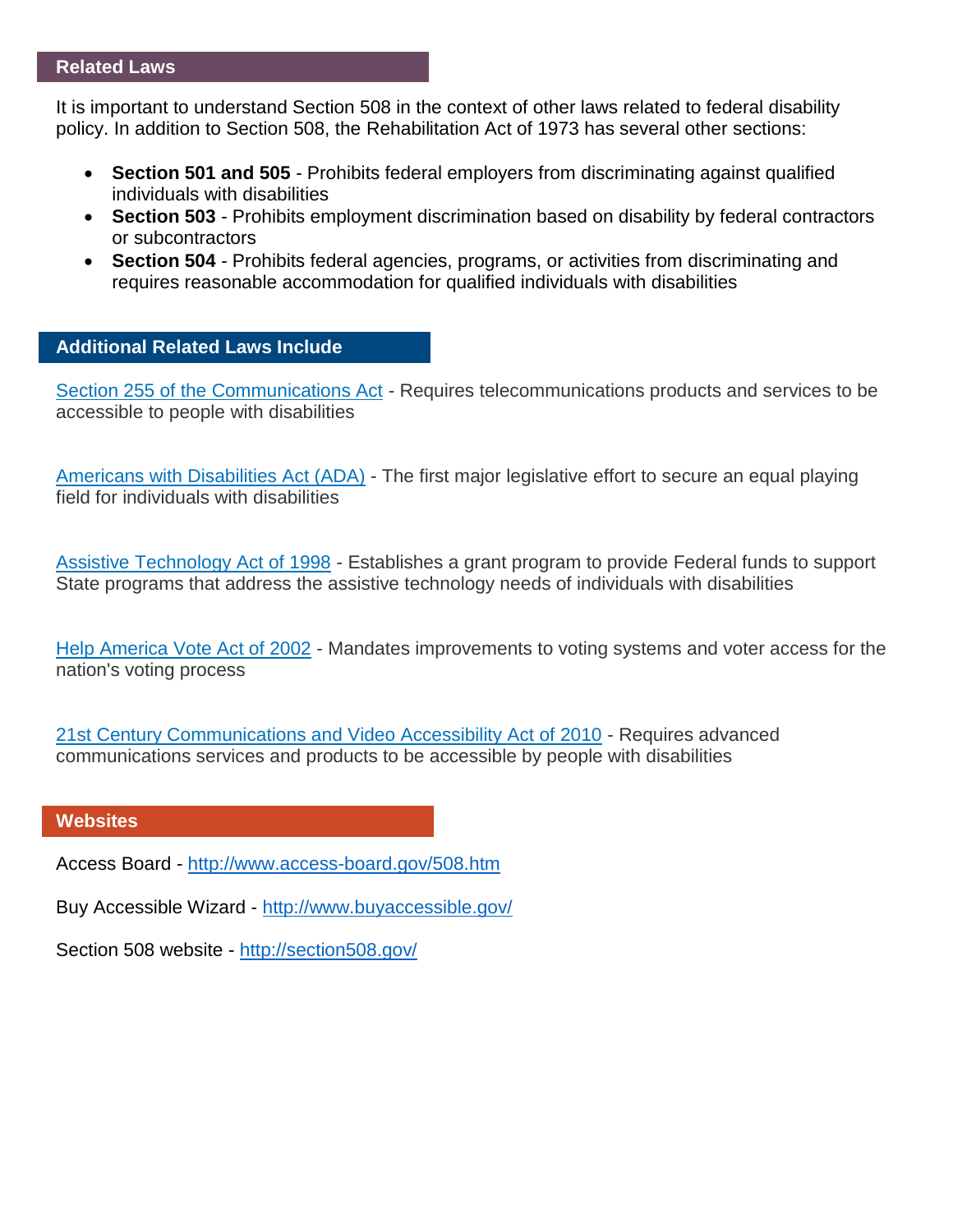## Related Laws

It is important to understand Section 508 in the context of other laws related to federal disability policy. In addition to Section 508, the Rehabilitation Act of 1973 has several other sections:

- **Section 501 and 505** - Prohibits federal employers from discriminating against qualified individuals with disabilities
- **Section 503** - Prohibits employment discrimination based on disability by federal contractors or subcontractors
- **Section 504** - Prohibits federal agencies, programs, or activities from discriminating and requires reasonable accommodation for qualified individuals with disabilities

## Additional Related Laws Include

Section 255 of the Communications Act - Requires telecommunications products and services to be accessible to people with disabilities

Americans with Disabilities Act (ADA) - The first major legislative effort to secure an equal playing field for individuals with disabilities

Assistive Technology Act of 1998 - Establishes a grant program to provide Federal funds to support State programs that address the assistive technology needs of individuals with disabilities

Help America Vote Act of 2002 - Mandates improvements to voting systems and voter access for the nation's voting process

21st Century Communications and Video Accessibility Act of 2010 - Requires advanced communications services and products to be accessible by people with disabilities

## Websites

Access Board - http://www.access-board.gov/508.htm

Buy Accessible Wizard - http://www.buyaccessible.gov/

Section 508 website - http://section508.gov/